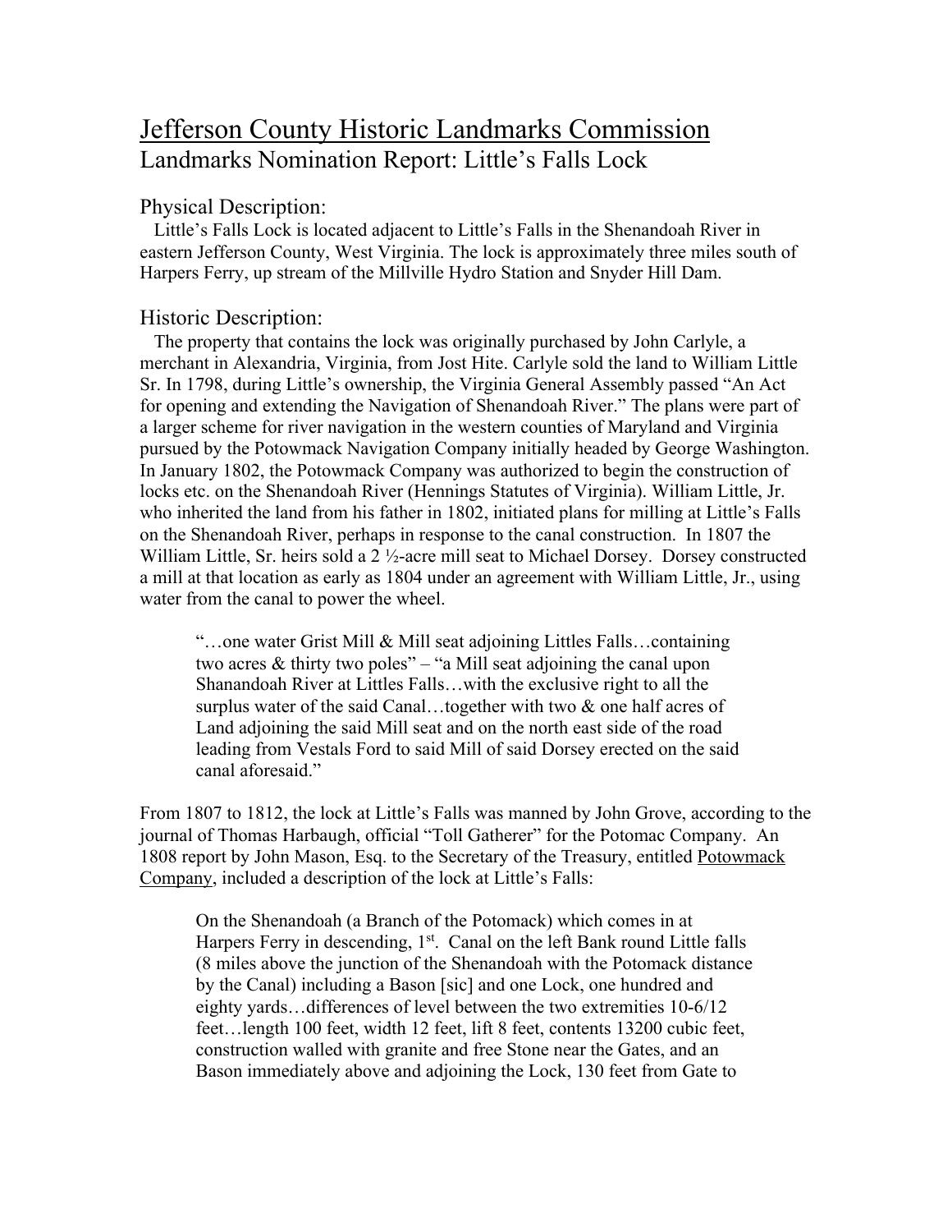# Jefferson County Historic Landmarks Commission

## Landmarks Nomination Report: Little's Falls Lock

### Physical Description:

Little's Falls Lock is located adjacent to Little's Falls in the Shenandoah River in eastern Jefferson County, West Virginia. The lock is approximately three miles south of Harpers Ferry, up stream of the Millville Hydro Station and Snyder Hill Dam.

### Historic Description:

The property that contains the lock was originally purchased by John Carlyle, a merchant in Alexandria, Virginia, from Jost Hite. Carlyle sold the land to William Little Sr. In 1798, during Little's ownership, the Virginia General Assembly passed "An Act for opening and extending the Navigation of Shenandoah River." The plans were part of a larger scheme for river navigation in the western counties of Maryland and Virginia pursued by the Potowmack Navigation Company initially headed by George Washington. In January 1802, the Potowmack Company was authorized to begin the construction of locks etc. on the Shenandoah River (Hennings Statutes of Virginia). William Little, Jr. who inherited the land from his father in 1802, initiated plans for milling at Little's Falls on the Shenandoah River, perhaps in response to the canal construction. In 1807 the William Little, Sr. heirs sold a 2 ½-acre mill seat to Michael Dorsey. Dorsey constructed a mill at that location as early as 1804 under an agreement with William Little, Jr., using water from the canal to power the wheel.

> "…one water Grist Mill & Mill seat adjoining Littles Falls…containing two acres & thirty two poles" – "a Mill seat adjoining the canal upon Shanandoah River at Littles Falls…with the exclusive right to all the surplus water of the said Canal…together with two & one half acres of Land adjoining the said Mill seat and on the north east side of the road leading from Vestals Ford to said Mill of said Dorsey erected on the said canal aforesaid."

From 1807 to 1812, the lock at Little's Falls was manned by John Grove, according to the journal of Thomas Harbaugh, official "Toll Gatherer" for the Potomac Company. An 1808 report by John Mason, Esq. to the Secretary of the Treasury, entitled Potowmack Company, included a description of the lock at Little's Falls:

> On the Shenandoah (a Branch of the Potowmack) which comes in at Harpers Ferry in descending, 1st. Canal on the left Bank round Little falls (8 miles above the junction of the Shenandoah with the Potowmack distance by the Canal) including a Bason [sic] and one Lock, one hundred and eighty yards…differences of level between the two extremities 10-6/12 feet…length 100 feet, width 12 feet, lift 8 feet, contents 13200 cubic feet, construction walled with granite and free Stone near the Gates, and an Bason immediately above and adjoining the Lock, 130 feet from Gate to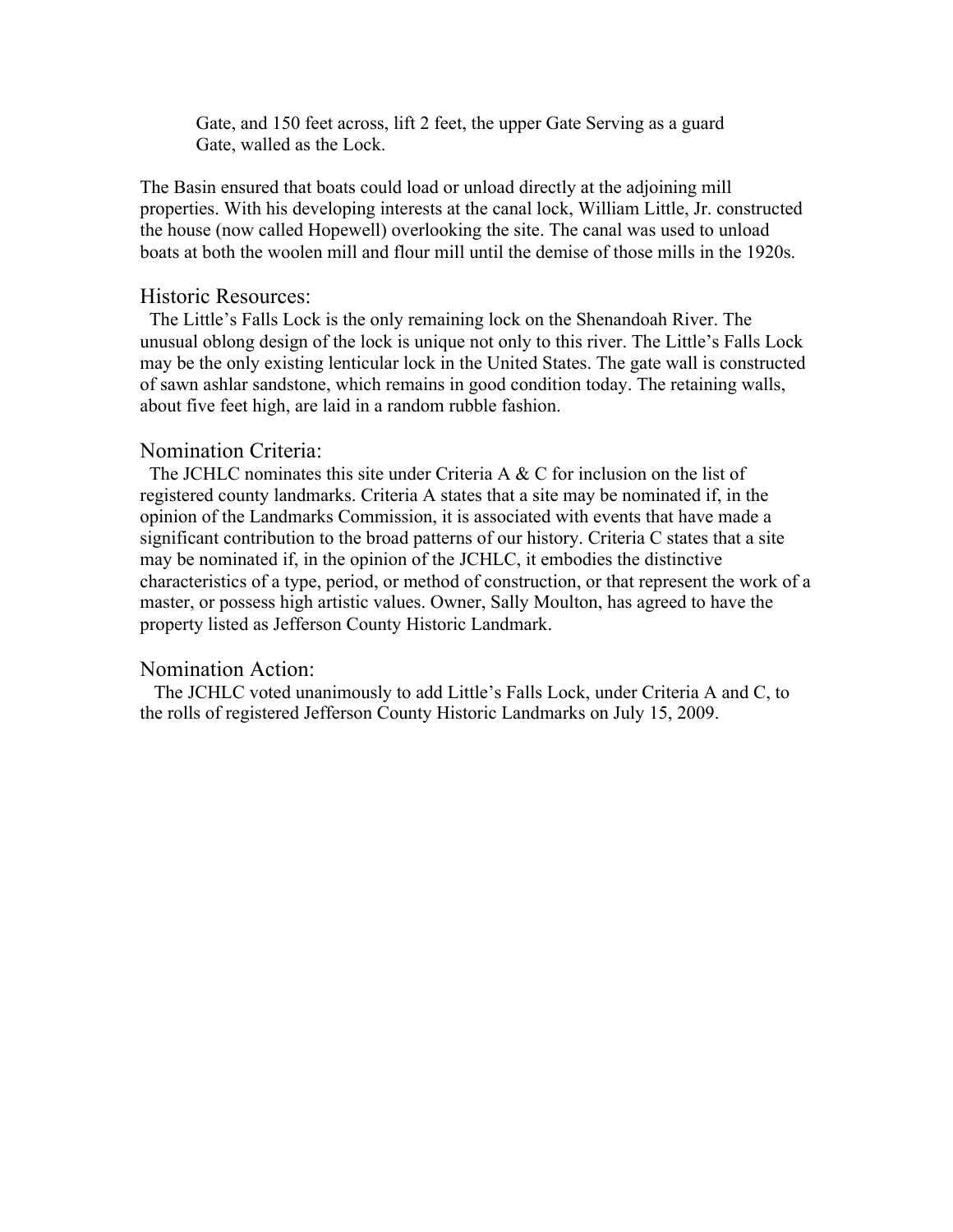> Gate, and 150 feet across, lift 2 feet, the upper Gate Serving as a guard Gate, walled as the Lock.

The Basin ensured that boats could load or unload directly at the adjoining mill properties. With his developing interests at the canal lock, William Little, Jr. constructed the house (now called Hopewell) overlooking the site. The canal was used to unload boats at both the woolen mill and flour mill until the demise of those mills in the 1920s.

## Historic Resources:

The Little's Falls Lock is the only remaining lock on the Shenandoah River. The unusual oblong design of the lock is unique not only to this river. The Little's Falls Lock may be the only existing lenticular lock in the United States. The gate wall is constructed of sawn ashlar sandstone, which remains in good condition today. The retaining walls, about five feet high, are laid in a random rubble fashion.

## Nomination Criteria:

The JCHLC nominates this site under Criteria A & C for inclusion on the list of registered county landmarks. Criteria A states that a site may be nominated if, in the opinion of the Landmarks Commission, it is associated with events that have made a significant contribution to the broad patterns of our history. Criteria C states that a site may be nominated if, in the opinion of the JCHLC, it embodies the distinctive characteristics of a type, period, or method of construction, or that represent the work of a master, or possess high artistic values. Owner, Sally Moulton, has agreed to have the property listed as Jefferson County Historic Landmark.

## Nomination Action:

The JCHLC voted unanimously to add Little's Falls Lock, under Criteria A and C, to the rolls of registered Jefferson County Historic Landmarks on July 15, 2009.